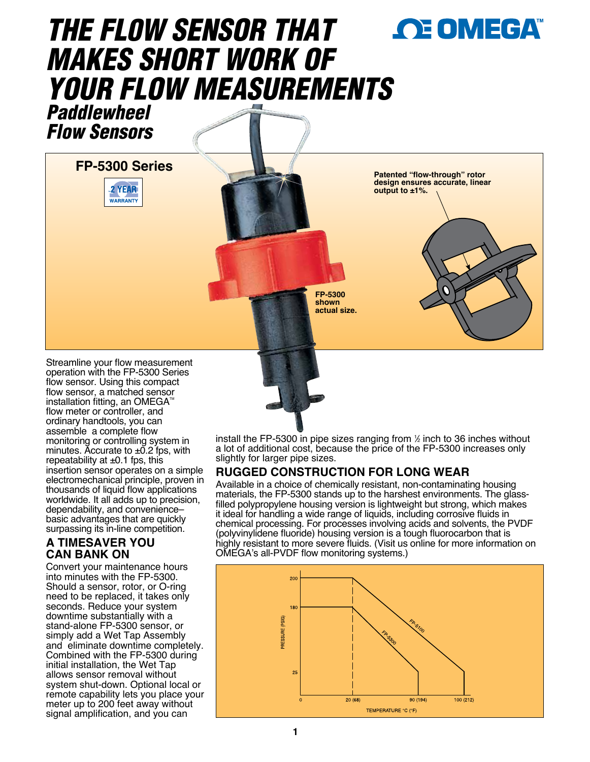# THE FLOW SENSOR THAT MAKES SHORT WORK OF YOUR FLOW MEASUREMENTS

## *Paddlewheel Flow Sensors*

**FP-5300 Series**

2 YEAR WARRANTY

**Patented "flow-through" rotor design ensures accurate, linear output to ±1%.**

**FP-5300 shown actual size.**

Streamline your flow measurement operation with the FP-5300 Series flow sensor. Using this compact flow sensor, a matched sensor installation fitting, an OMEGA™ flow meter or controller, and ordinary handtools, you can assemble a complete flow monitoring or controlling system in minutes. Accurate to ±0.2 fps, with repeatability at ±0.1 fps, this insertion sensor operates on a simple electromechanical principle, proven in thousands of liquid flow applications worldwide. It all adds up to precision, dependability, and convenience–basic advantages that are quickly surpassing its in-line competition.

### A TIMESAVER YOU CAN BANK ON

Convert your maintenance hours into minutes with the FP-5300. Should a sensor, rotor, or O-ring need to be replaced, it takes only seconds. Reduce your system downtime substantially with a stand-alone FP-5300 sensor, or simply add a Wet Tap Assembly and eliminate downtime completely. Combined with the FP-5300 during initial installation, the Wet Tap allows sensor removal without system shut-down. Optional local or remote capability lets you place your meter up to 200 feet away without signal amplification, and you can install the FP-5300 in pipe sizes ranging from ½ inch to 36 inches without a lot of additional cost, because the price of the FP-5300 increases only slightly for larger pipe sizes.

### RUGGED CONSTRUCTION FOR LONG WEAR

Available in a choice of chemically resistant, non-contaminating housing materials, the FP-5300 stands up to the harshest environments. The glass-filled polypropylene housing version is lightweight but strong, which makes it ideal for handling a wide range of liquids, including corrosive fluids in chemical processing. For processes involving acids and solvents, the PVDF (polyvinylidene fluoride) housing version is a tough fluorocarbon that is highly resistant to more severe fluids. (Visit us online for more information on OMEGA's all-PVDF flow monitoring systems.)

PRESSURE (PSIG) vs. TEMPERATURE °C (°F): FP-5100 — 200 PSIG up to 20 (68), decreasing to 100 (212); FP-5300 — 180 PSIG up to 20 (68), decreasing to 90 (194); 25 PSIG minimum shown.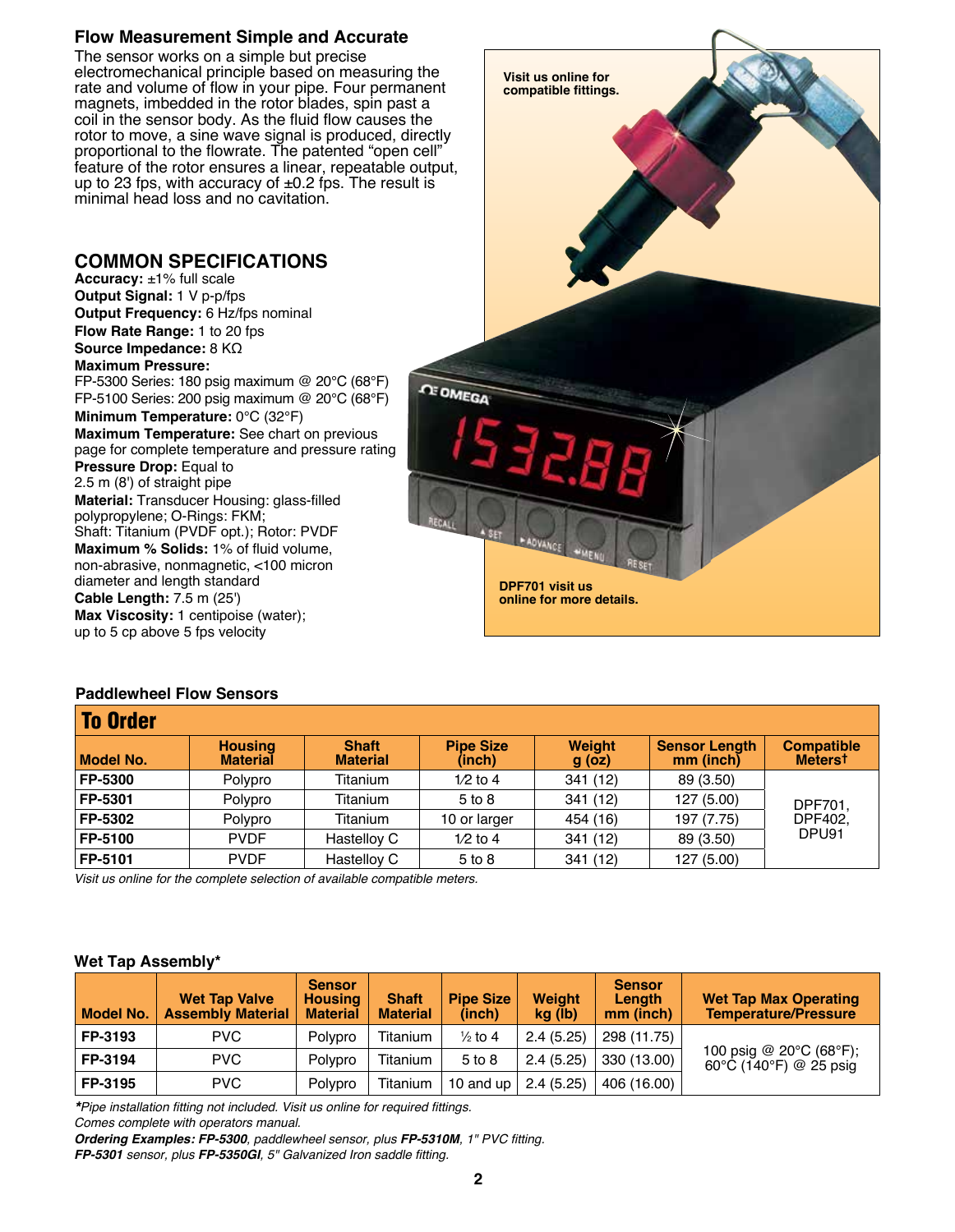## Flow Measurement Simple and Accurate

The sensor works on a simple but precise electromechanical principle based on measuring the rate and volume of flow in your pipe. Four permanent magnets, imbedded in the rotor blades, spin past a coil in the sensor body. As the fluid flow causes the rotor to move, a sine wave signal is produced, directly proportional to the flowrate. The patented "open cell" feature of the rotor ensures a linear, repeatable output, up to 23 fps, with accuracy of ±0.2 fps. The result is minimal head loss and no cavitation.

Visit us online for compatible fittings.

DPF701 visit us online for more details.

## COMMON SPECIFICATIONS

**Accuracy:** ±1% full scale
**Output Signal:** 1 V p-p/fps
**Output Frequency:** 6 Hz/fps nominal
**Flow Rate Range:** 1 to 20 fps
**Source Impedance:** 8 KΩ
**Maximum Pressure:**
FP-5300 Series: 180 psig maximum @ 20°C (68°F)
FP-5100 Series: 200 psig maximum @ 20°C (68°F)
**Minimum Temperature:** 0°C (32°F)
**Maximum Temperature:** See chart on previous page for complete temperature and pressure rating
**Pressure Drop:** Equal to 2.5 m (8') of straight pipe
**Material:** Transducer Housing: glass-filled polypropylene; O-Rings: FKM; Shaft: Titanium (PVDF opt.); Rotor: PVDF
**Maximum % Solids:** 1% of fluid volume, non-abrasive, nonmagnetic, <100 micron diameter and length standard
**Cable Length:** 7.5 m (25')
**Max Viscosity:** 1 centipoise (water); up to 5 cp above 5 fps velocity

### Paddlewheel Flow Sensors

**To Order**

| Model No. | Housing Material | Shaft Material | Pipe Size (inch) | Weight g (oz) | Sensor Length mm (inch) | Compatible Meters† |
|---|---|---|---|---|---|---|
| **FP-5300** | Polypro | Titanium | 1⁄2 to 4 | 341 (12) | 89 (3.50) | DPF701, DPF402, DPU91 |
| **FP-5301** | Polypro | Titanium | 5 to 8 | 341 (12) | 127 (5.00) | |
| **FP-5302** | Polypro | Titanium | 10 or larger | 454 (16) | 197 (7.75) | |
| **FP-5100** | PVDF | Hastelloy C | 1⁄2 to 4 | 341 (12) | 89 (3.50) | |
| **FP-5101** | PVDF | Hastelloy C | 5 to 8 | 341 (12) | 127 (5.00) | |

*Visit us online for the complete selection of available compatible meters.*

### Wet Tap Assembly*

| Model No. | Wet Tap Valve Assembly Material | Sensor Housing Material | Shaft Material | Pipe Size (inch) | Weight kg (lb) | Sensor Length mm (inch) | Wet Tap Max Operating Temperature/Pressure |
|---|---|---|---|---|---|---|---|
| **FP-3193** | PVC | Polypro | Titanium | ½ to 4 | 2.4 (5.25) | 298 (11.75) | 100 psig @ 20°C (68°F); 60°C (140°F) @ 25 psig |
| **FP-3194** | PVC | Polypro | Titanium | 5 to 8 | 2.4 (5.25) | 330 (13.00) | |
| **FP-3195** | PVC | Polypro | Titanium | 10 and up | 2.4 (5.25) | 406 (16.00) | |

***\****Pipe installation fitting not included. Visit us online for required fittings.*
*Comes complete with operators manual.*
***Ordering Examples: FP-5300**, paddlewheel sensor, plus **FP-5310M**, 1" PVC fitting.*
***FP-5301** sensor, plus **FP-5350GI**, 5" Galvanized Iron saddle fitting.*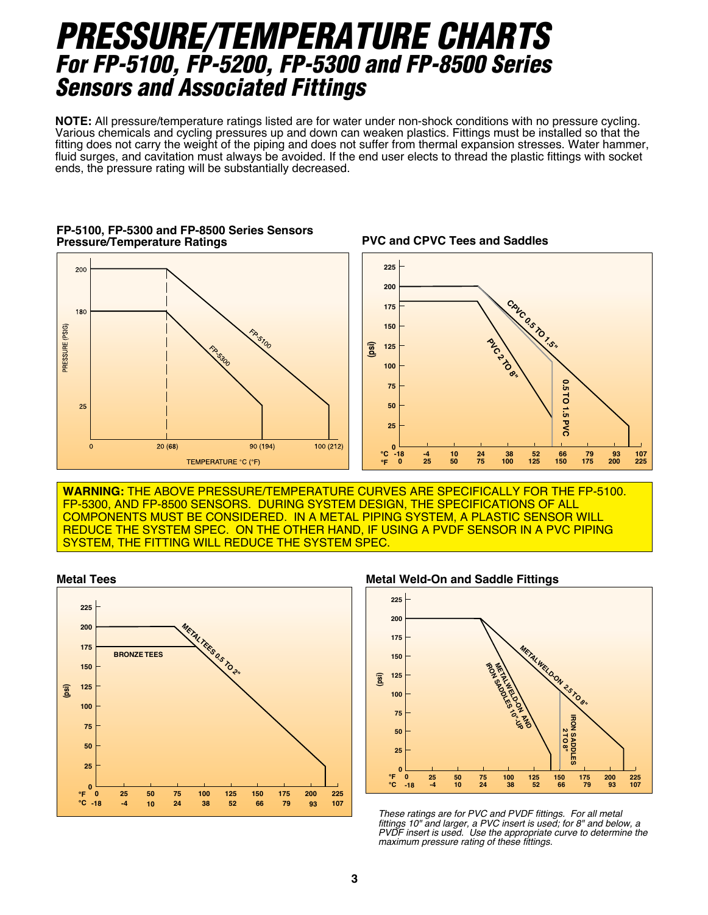# PRESSURE/TEMPERATURE CHARTS

## For FP-5100, FP-5200, FP-5300 and FP-8500 Series Sensors and Associated Fittings

**NOTE:** All pressure/temperature ratings listed are for water under non-shock conditions with no pressure cycling. Various chemicals and cycling pressures up and down can weaken plastics. Fittings must be installed so that the fitting does not carry the weight of the piping and does not suffer from thermal expansion stresses. Water hammer, fluid surges, and cavitation must always be avoided. If the end user elects to thread the plastic fittings with socket ends, the pressure rating will be substantially decreased.

### FP-5100, FP-5300 and FP-8500 Series Sensors Pressure/Temperature Ratings

PRESSURE (PSIG)
200
180
25
0
20 (68)
90 (194)
100 (212)
TEMPERATURE °C (°F)
FP-5100
FP-5300

### PVC and CPVC Tees and Saddles

(psi)
225
200
175
150
125
100
75
50
25
0
°C -18 -4 10 24 38 52 66 79 93 107
°F 0 25 50 75 100 125 150 175 200 225
CPVC 0.5 TO 1.5"
PVC 2 TO 8"
0.5 TO 1.5 PVC

**WARNING:** THE ABOVE PRESSURE/TEMPERATURE CURVES ARE SPECIFICALLY FOR THE FP-5100. FP-5300, AND FP-8500 SENSORS. DURING SYSTEM DESIGN, THE SPECIFICATIONS OF ALL COMPONENTS MUST BE CONSIDERED. IN A METAL PIPING SYSTEM, A PLASTIC SENSOR WILL REDUCE THE SYSTEM SPEC. ON THE OTHER HAND, IF USING A PVDF SENSOR IN A PVC PIPING SYSTEM, THE FITTING WILL REDUCE THE SYSTEM SPEC.

### Metal Tees

(psi)
225
200
175
150
125
100
75
50
25
0
°F 0 25 50 75 100 125 150 175 200 225
°C -18 -4 10 24 38 52 66 79 93 107
BRONZE TEES
METAL TEES 0.5 TO 2"

### Metal Weld-On and Saddle Fittings

(psi)
225
200
175
150
125
100
75
50
25
0
°F 0 25 50 75 100 125 150 175 200 225
°C -18 -4 10 24 38 52 66 79 93 107
METAL WELD-ON AND IRON SADDLES 10"-UP
METAL WELD-ON 2.5 TO 8"
IRON SADDLES 2 TO 8"

*These ratings are for PVC and PVDF fittings. For all metal fittings 10" and larger, a PVC insert is used; for 8" and below, a PVDF insert is used. Use the appropriate curve to determine the maximum pressure rating of these fittings.*